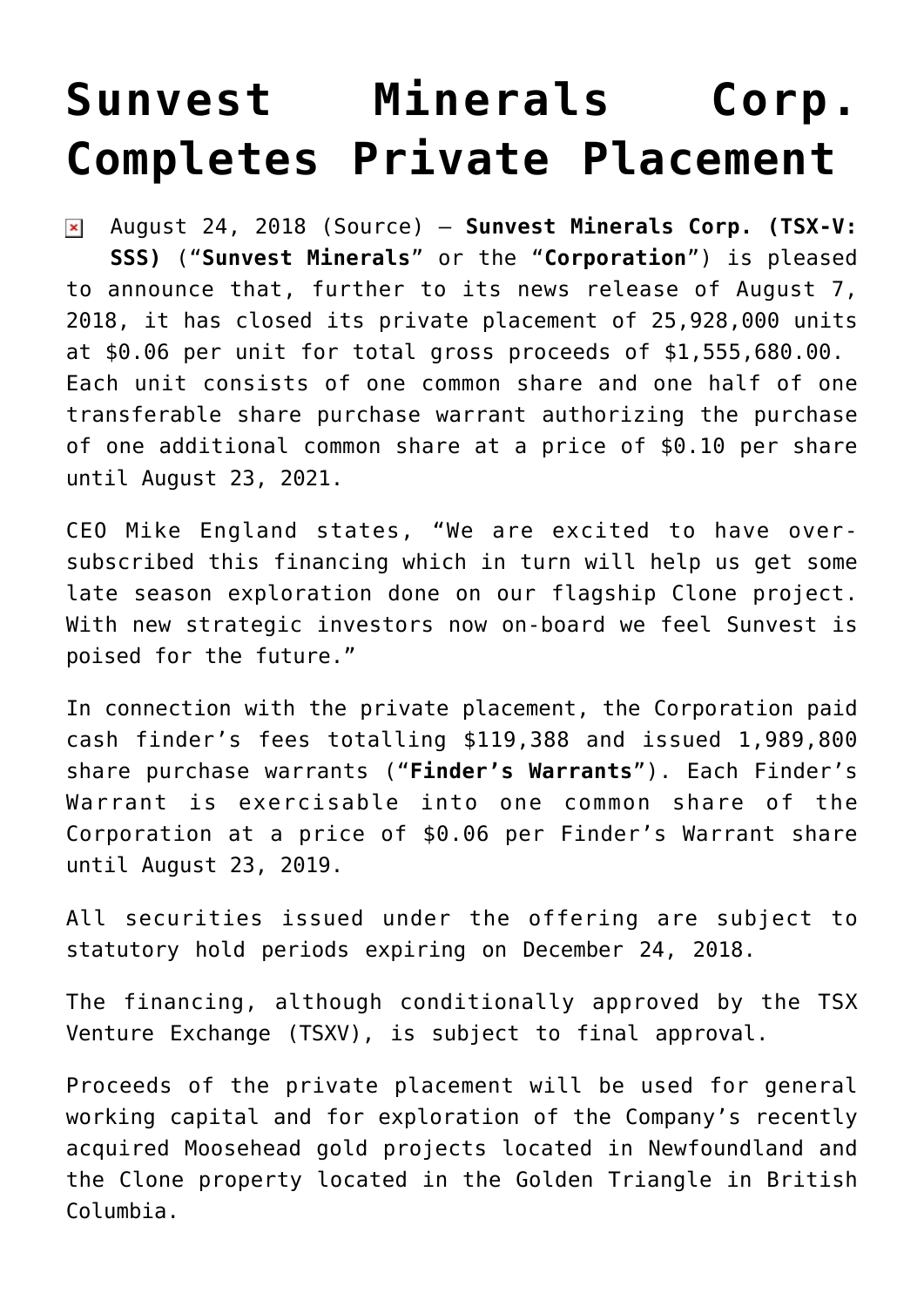# Sunvest Minerals Corp. Completes Private Placement

August 24, 2018 (Source) – **Sunvest Minerals Corp. (TSX-V: SSS)** ("**Sunvest Minerals**" or the "**Corporation**") is pleased to announce that, further to its news release of August 7, 2018, it has closed its private placement of 25,928,000 units at $0.06 per unit for total gross proceeds of $1,555,680.00. Each unit consists of one common share and one half of one transferable share purchase warrant authorizing the purchase of one additional common share at a price of $0.10 per share until August 23, 2021.

CEO Mike England states, "We are excited to have over-subscribed this financing which in turn will help us get some late season exploration done on our flagship Clone project. With new strategic investors now on-board we feel Sunvest is poised for the future."

In connection with the private placement, the Corporation paid cash finder's fees totalling $119,388 and issued 1,989,800 share purchase warrants ("**Finder's Warrants**"). Each Finder's Warrant is exercisable into one common share of the Corporation at a price of $0.06 per Finder's Warrant share until August 23, 2019.

All securities issued under the offering are subject to statutory hold periods expiring on December 24, 2018.

The financing, although conditionally approved by the TSX Venture Exchange (TSXV), is subject to final approval.

Proceeds of the private placement will be used for general working capital and for exploration of the Company's recently acquired Moosehead gold projects located in Newfoundland and the Clone property located in the Golden Triangle in British Columbia.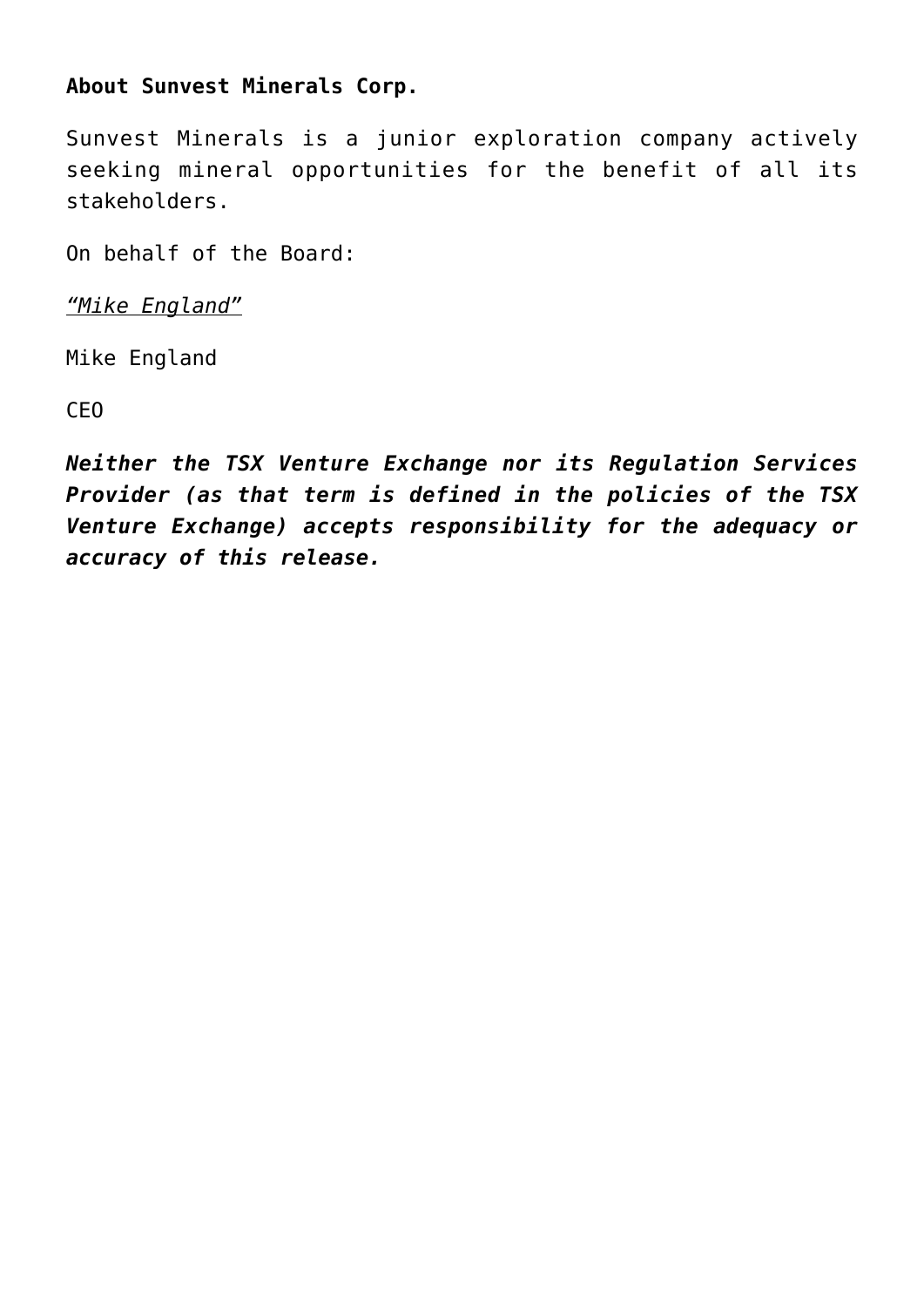**About Sunvest Minerals Corp.**

Sunvest Minerals is a junior exploration company actively seeking mineral opportunities for the benefit of all its stakeholders.

On behalf of the Board:

*"Mike England"*

Mike England

CEO

***Neither the TSX Venture Exchange nor its Regulation Services Provider (as that term is defined in the policies of the TSX Venture Exchange) accepts responsibility for the adequacy or accuracy of this release.***